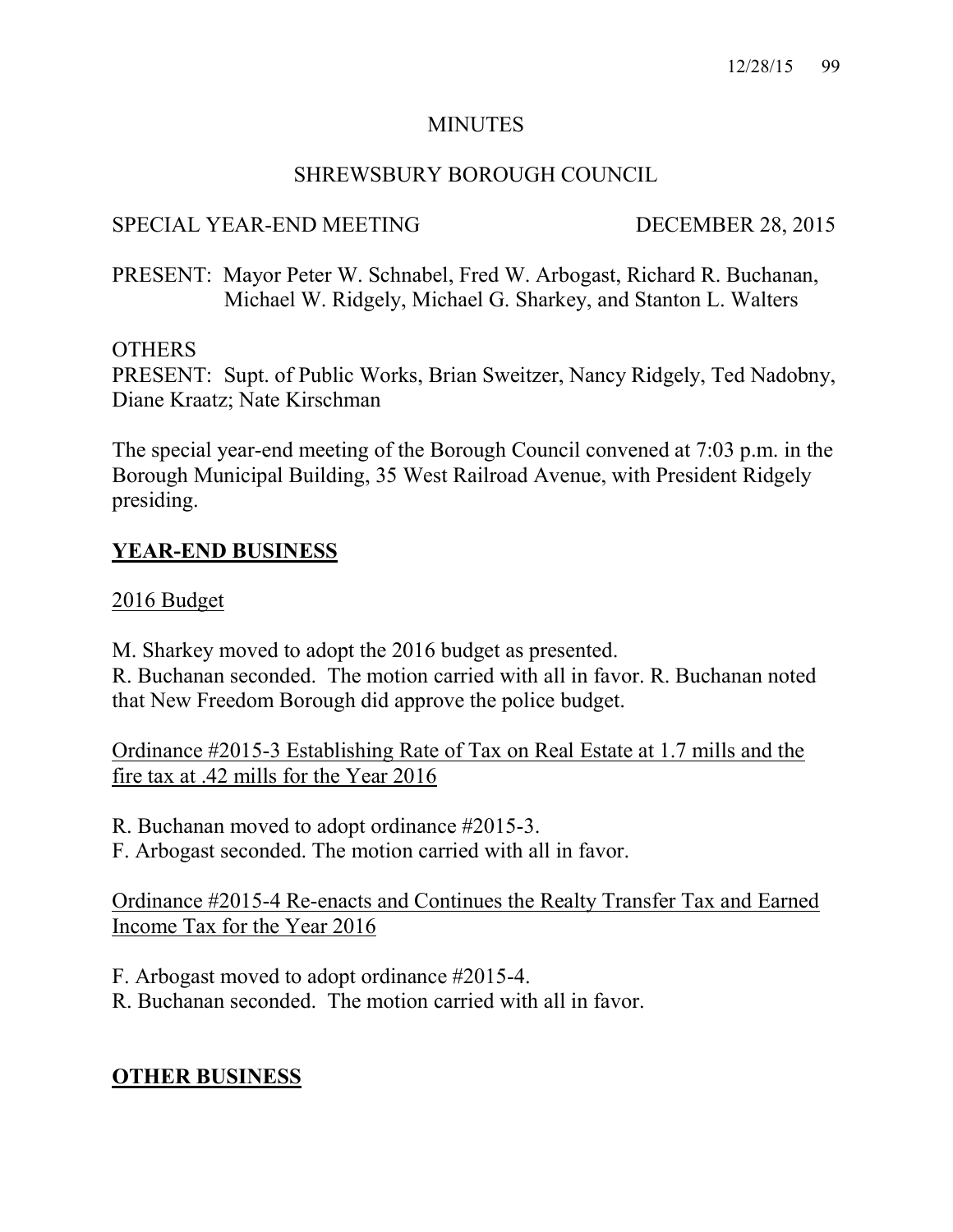# MINUTES

## SHREWSBURY BOROUGH COUNCIL

SPECIAL YEAR-END MEETING DECEMBER 28, 2015

PRESENT: Mayor Peter W. Schnabel, Fred W. Arbogast, Richard R. Buchanan, Michael W. Ridgely, Michael G. Sharkey, and Stanton L. Walters

OTHERS
PRESENT: Supt. of Public Works, Brian Sweitzer, Nancy Ridgely, Ted Nadobny, Diane Kraatz; Nate Kirschman

The special year-end meeting of the Borough Council convened at 7:03 p.m. in the Borough Municipal Building, 35 West Railroad Avenue, with President Ridgely presiding.

## YEAR-END BUSINESS

2016 Budget

M. Sharkey moved to adopt the 2016 budget as presented.
R. Buchanan seconded. The motion carried with all in favor. R. Buchanan noted that New Freedom Borough did approve the police budget.

Ordinance #2015-3 Establishing Rate of Tax on Real Estate at 1.7 mills and the fire tax at .42 mills for the Year 2016

R. Buchanan moved to adopt ordinance #2015-3.
F. Arbogast seconded. The motion carried with all in favor.

Ordinance #2015-4 Re-enacts and Continues the Realty Transfer Tax and Earned Income Tax for the Year 2016

F. Arbogast moved to adopt ordinance #2015-4.
R. Buchanan seconded. The motion carried with all in favor.

## OTHER BUSINESS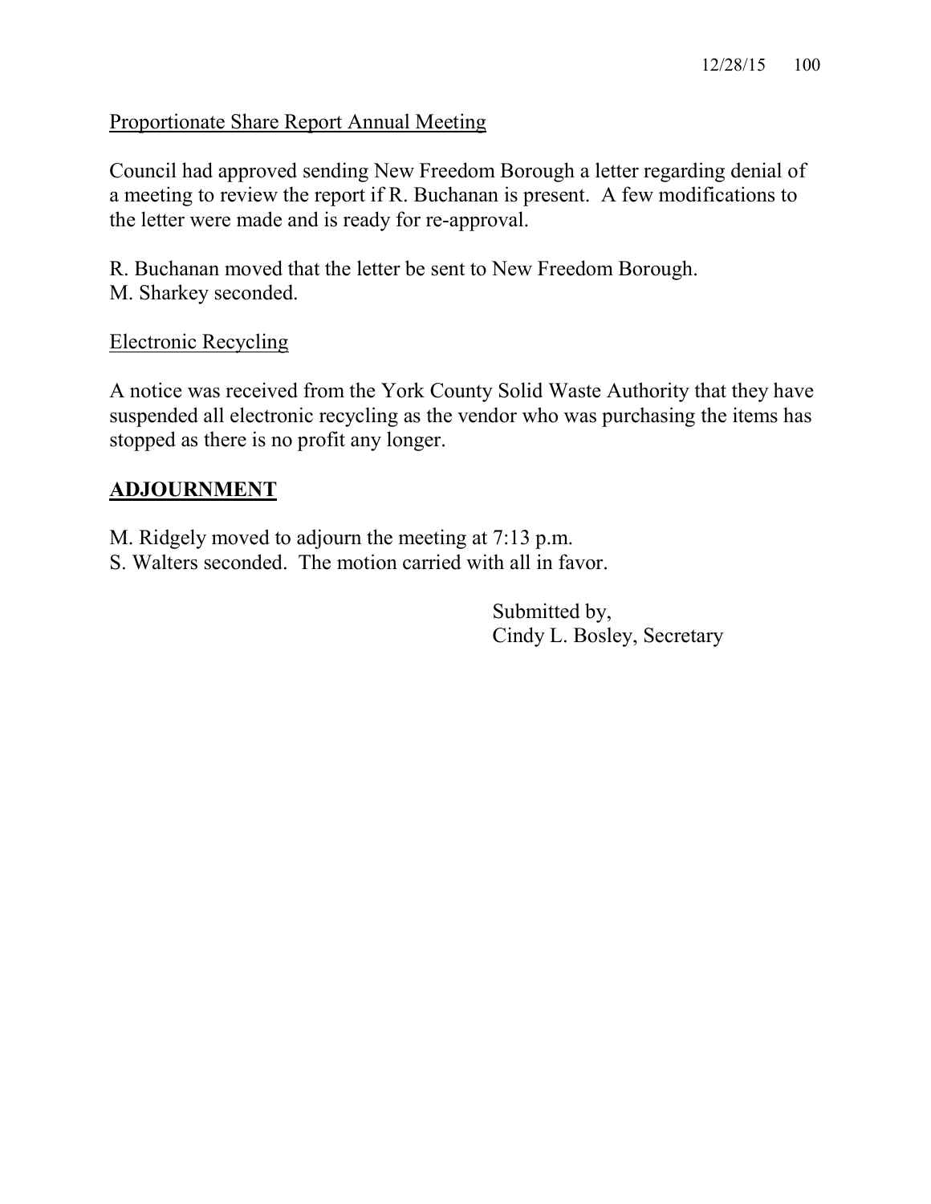Proportionate Share Report Annual Meeting

Council had approved sending New Freedom Borough a letter regarding denial of a meeting to review the report if R. Buchanan is present. A few modifications to the letter were made and is ready for re-approval.

R. Buchanan moved that the letter be sent to New Freedom Borough.
M. Sharkey seconded.

Electronic Recycling

A notice was received from the York County Solid Waste Authority that they have suspended all electronic recycling as the vendor who was purchasing the items has stopped as there is no profit any longer.

## ADJOURNMENT

M. Ridgely moved to adjourn the meeting at 7:13 p.m.
S. Walters seconded. The motion carried with all in favor.

Submitted by,
Cindy L. Bosley, Secretary